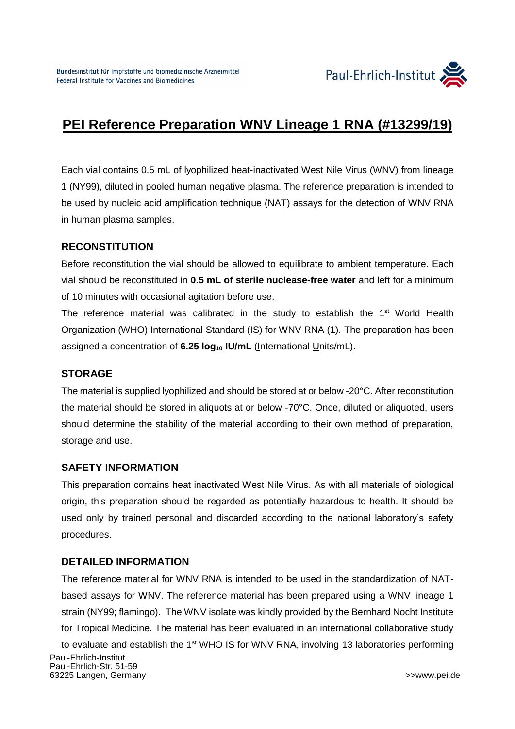Bundesinstitut für Impfstoffe und biomedizinische Arzneimittel
Federal Institute for Vaccines and Biomedicines

Paul-Ehrlich-Institut

# PEI Reference Preparation WNV Lineage 1 RNA (#13299/19)

Each vial contains 0.5 mL of lyophilized heat-inactivated West Nile Virus (WNV) from lineage 1 (NY99), diluted in pooled human negative plasma. The reference preparation is intended to be used by nucleic acid amplification technique (NAT) assays for the detection of WNV RNA in human plasma samples.

## RECONSTITUTION

Before reconstitution the vial should be allowed to equilibrate to ambient temperature. Each vial should be reconstituted in **0.5 mL of sterile nuclease-free water** and left for a minimum of 10 minutes with occasional agitation before use.

The reference material was calibrated in the study to establish the 1st World Health Organization (WHO) International Standard (IS) for WNV RNA (1). The preparation has been assigned a concentration of **6.25 $\log_{10}$ IU/mL** (International Units/mL).

## STORAGE

The material is supplied lyophilized and should be stored at or below -20°C. After reconstitution the material should be stored in aliquots at or below -70°C. Once, diluted or aliquoted, users should determine the stability of the material according to their own method of preparation, storage and use.

## SAFETY INFORMATION

This preparation contains heat inactivated West Nile Virus. As with all materials of biological origin, this preparation should be regarded as potentially hazardous to health. It should be used only by trained personal and discarded according to the national laboratory's safety procedures.

## DETAILED INFORMATION

The reference material for WNV RNA is intended to be used in the standardization of NAT-based assays for WNV. The reference material has been prepared using a WNV lineage 1 strain (NY99; flamingo). The WNV isolate was kindly provided by the Bernhard Nocht Institute for Tropical Medicine. The material has been evaluated in an international collaborative study to evaluate and establish the 1st WHO IS for WNV RNA, involving 13 laboratories performing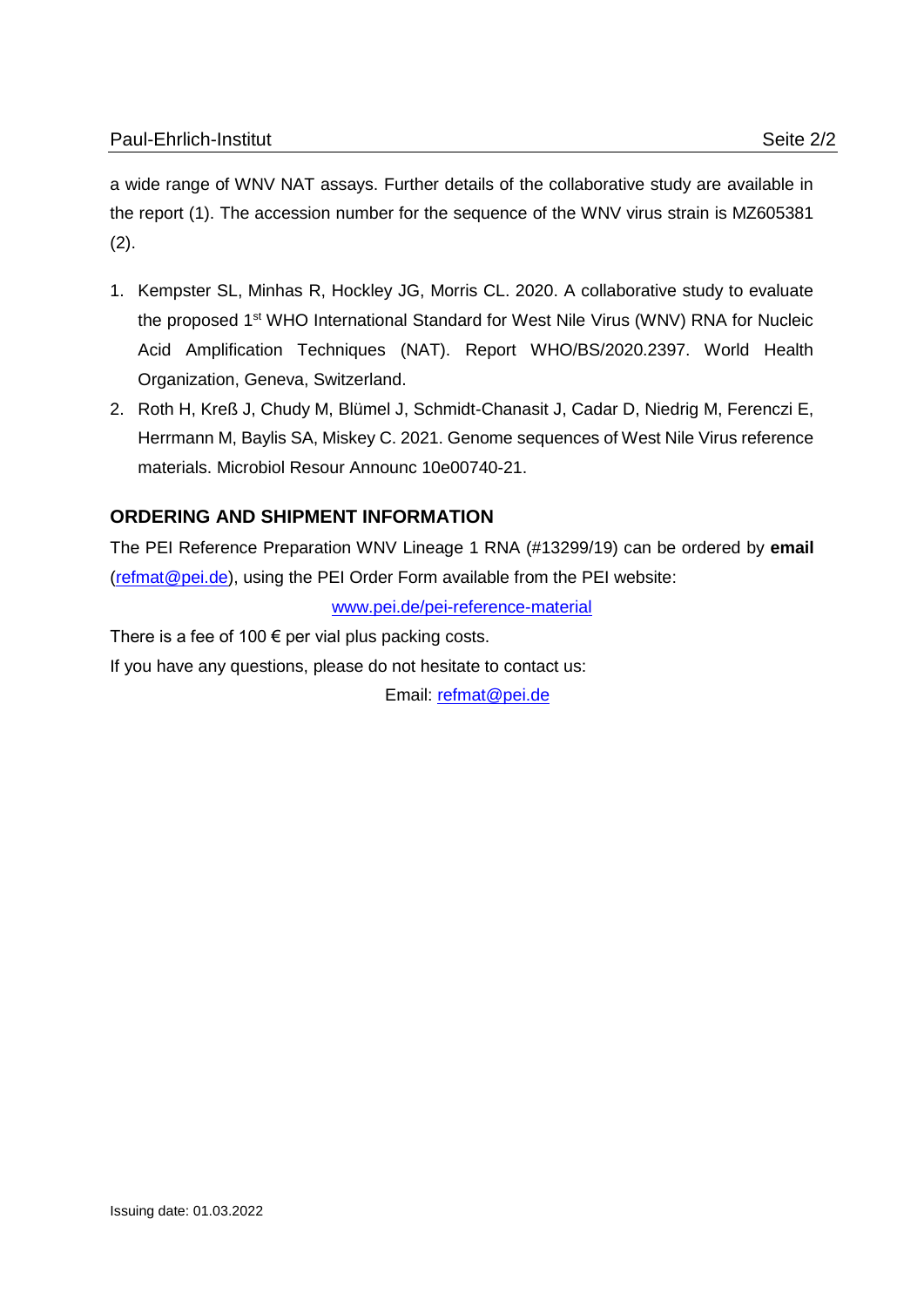a wide range of WNV NAT assays. Further details of the collaborative study are available in the report (1). The accession number for the sequence of the WNV virus strain is MZ605381 (2).

1. Kempster SL, Minhas R, Hockley JG, Morris CL. 2020. A collaborative study to evaluate the proposed 1st WHO International Standard for West Nile Virus (WNV) RNA for Nucleic Acid Amplification Techniques (NAT). Report WHO/BS/2020.2397. World Health Organization, Geneva, Switzerland.
2. Roth H, Kreß J, Chudy M, Blümel J, Schmidt-Chanasit J, Cadar D, Niedrig M, Ferenczi E, Herrmann M, Baylis SA, Miskey C. 2021. Genome sequences of West Nile Virus reference materials. Microbiol Resour Announc 10e00740-21.

## ORDERING AND SHIPMENT INFORMATION

The PEI Reference Preparation WNV Lineage 1 RNA (#13299/19) can be ordered by **email** (refmat@pei.de), using the PEI Order Form available from the PEI website:

www.pei.de/pei-reference-material

There is a fee of 100 € per vial plus packing costs.

If you have any questions, please do not hesitate to contact us:

Email: refmat@pei.de

Issuing date: 01.03.2022